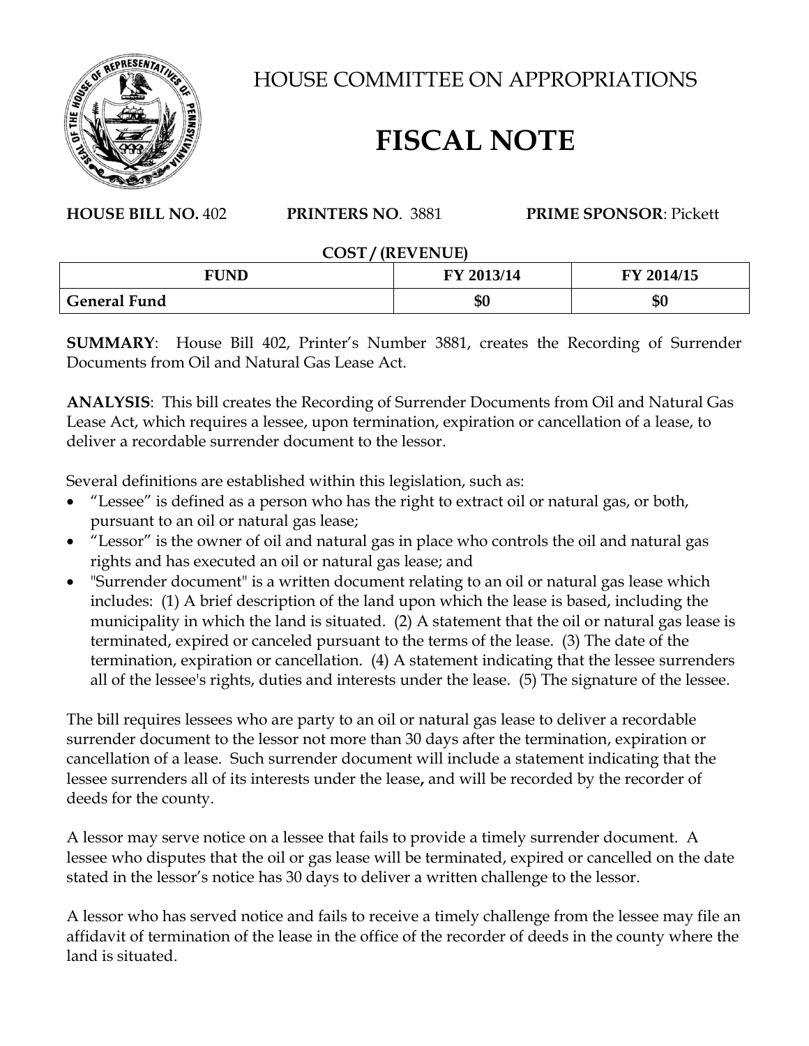# HOUSE COMMITTEE ON APPROPRIATIONS

# FISCAL NOTE

**HOUSE BILL NO.** 402 **PRINTERS NO**. 3881 **PRIME SPONSOR**: Pickett

**COST / (REVENUE)**

| FUND | FY 2013/14 | FY 2014/15 |
|---|---|---|
| **General Fund** | **$0** | **$0** |

**SUMMARY**: House Bill 402, Printer's Number 3881, creates the Recording of Surrender Documents from Oil and Natural Gas Lease Act.

**ANALYSIS**: This bill creates the Recording of Surrender Documents from Oil and Natural Gas Lease Act, which requires a lessee, upon termination, expiration or cancellation of a lease, to deliver a recordable surrender document to the lessor.

Several definitions are established within this legislation, such as:

- "Lessee" is defined as a person who has the right to extract oil or natural gas, or both, pursuant to an oil or natural gas lease;
- "Lessor" is the owner of oil and natural gas in place who controls the oil and natural gas rights and has executed an oil or natural gas lease; and
- "Surrender document" is a written document relating to an oil or natural gas lease which includes: (1) A brief description of the land upon which the lease is based, including the municipality in which the land is situated. (2) A statement that the oil or natural gas lease is terminated, expired or canceled pursuant to the terms of the lease. (3) The date of the termination, expiration or cancellation. (4) A statement indicating that the lessee surrenders all of the lessee's rights, duties and interests under the lease. (5) The signature of the lessee.

The bill requires lessees who are party to an oil or natural gas lease to deliver a recordable surrender document to the lessor not more than 30 days after the termination, expiration or cancellation of a lease. Such surrender document will include a statement indicating that the lessee surrenders all of its interests under the lease**,** and will be recorded by the recorder of deeds for the county.

A lessor may serve notice on a lessee that fails to provide a timely surrender document. A lessee who disputes that the oil or gas lease will be terminated, expired or cancelled on the date stated in the lessor's notice has 30 days to deliver a written challenge to the lessor.

A lessor who has served notice and fails to receive a timely challenge from the lessee may file an affidavit of termination of the lease in the office of the recorder of deeds in the county where the land is situated.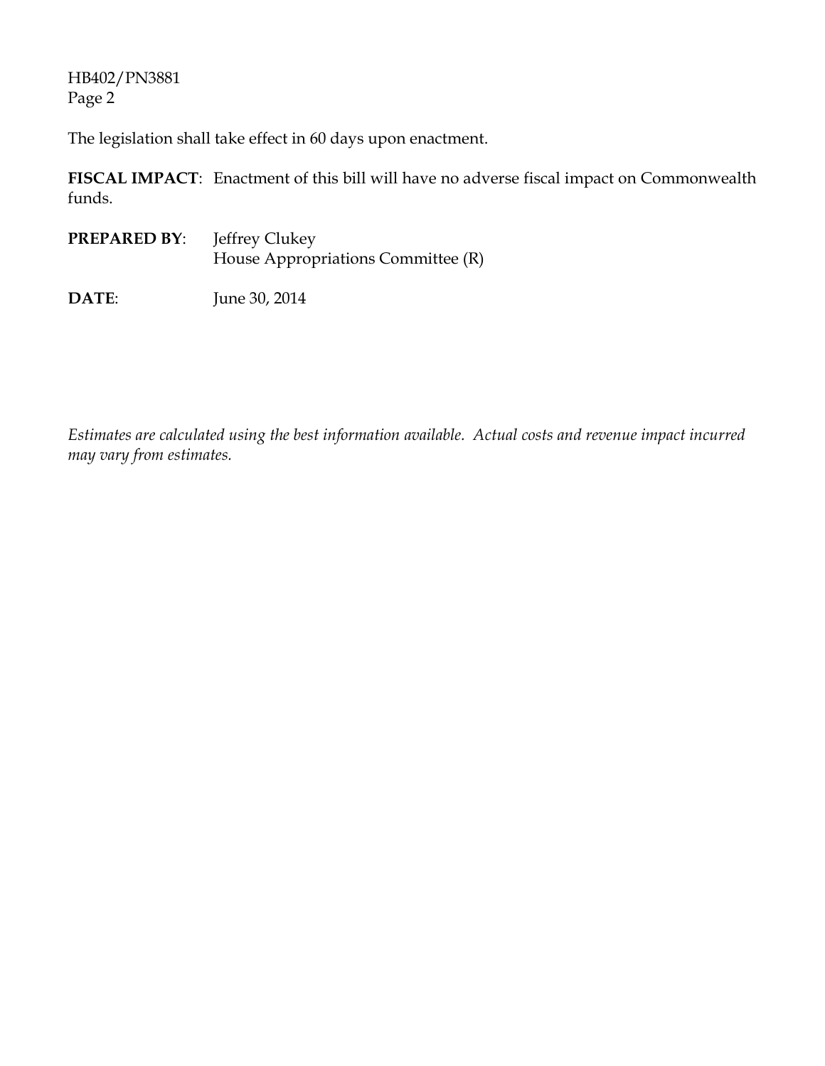The legislation shall take effect in 60 days upon enactment.

**FISCAL IMPACT**: Enactment of this bill will have no adverse fiscal impact on Commonwealth funds.

**PREPARED BY**: Jeffrey Clukey
House Appropriations Committee (R)

**DATE**: June 30, 2014

*Estimates are calculated using the best information available. Actual costs and revenue impact incurred may vary from estimates.*